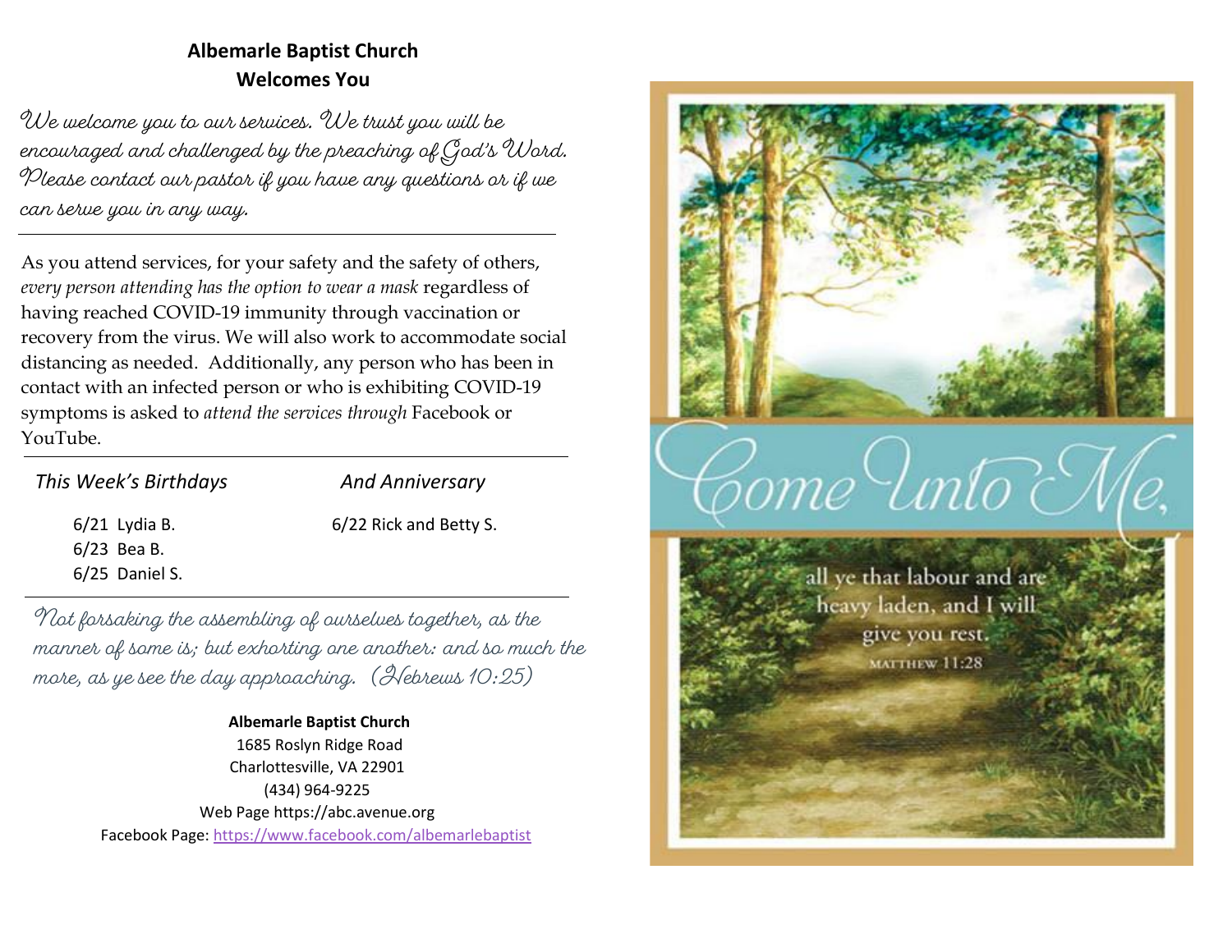## Albemarle Baptist Church
## Welcomes You

*We welcome you to our services. We trust you will be encouraged and challenged by the preaching of God's Word. Please contact our pastor if you have any questions or if we can serve you in any way.*

---

As you attend services, for your safety and the safety of others, *every person attending has the option to wear a mask* regardless of having reached COVID-19 immunity through vaccination or recovery from the virus. We will also work to accommodate social distancing as needed. Additionally, any person who has been in contact with an infected person or who is exhibiting COVID-19 symptoms is asked to *attend the services through* Facebook or YouTube.

---

*This Week's Birthdays*

- 6/21 Lydia B.
- 6/23 Bea B.
- 6/25 Daniel S.

*And Anniversary*

- 6/22 Rick and Betty S.

---

*Not forsaking the assembling of ourselves together, as the manner of some is; but exhorting one another: and so much the more, as ye see the day approaching. (Hebrews 10:25)*

**Albemarle Baptist Church**
1685 Roslyn Ridge Road
Charlottesville, VA 22901
(434) 964-9225
Web Page https://abc.avenue.org
Facebook Page: https://www.facebook.com/albemarlebaptist

Come Unto Me, all ye that labour and are heavy laden, and I will give you rest.
MATTHEW 11:28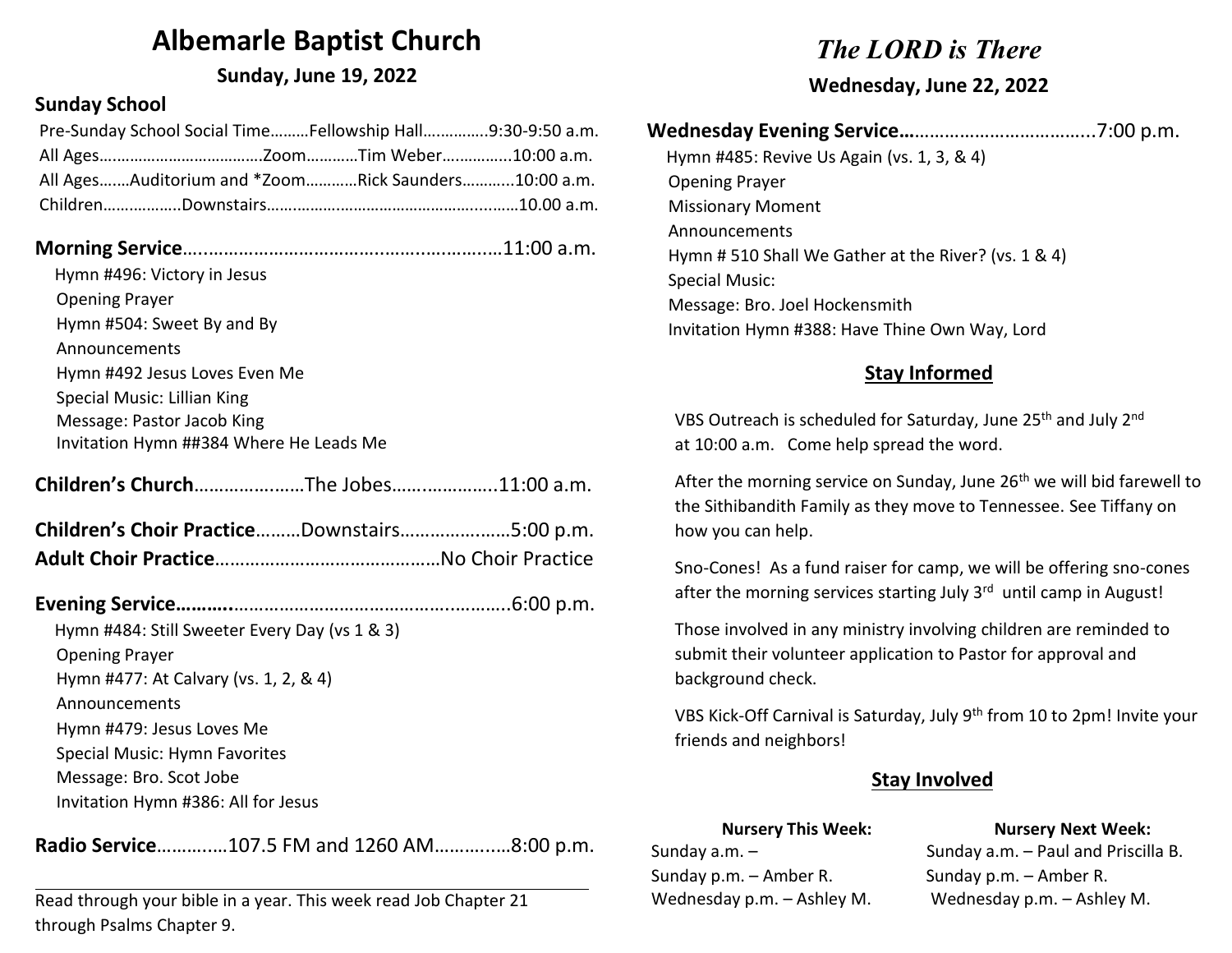# Albemarle Baptist Church

**Sunday, June 19, 2022**

## Sunday School

Pre-Sunday School Social Time………Fellowship Hall…………..9:30-9:50 a.m.
All Ages……………………………….Zoom…………Tim Weber……………10:00 a.m.
All Ages…….Auditorium and *Zoom…………Rick Saunders………..10:00 a.m.
Children……………..Downstairs……………………………………………10.00 a.m.

**Morning Service**……………………………………………………11:00 a.m.

Hymn #496: Victory in Jesus
Opening Prayer
Hymn #504: Sweet By and By
Announcements
Hymn #492 Jesus Loves Even Me
Special Music: Lillian King
Message: Pastor Jacob King
Invitation Hymn ##384 Where He Leads Me

**Children's Church**…………………The Jobes………………..11:00 a.m.

**Children's Choir Practice**………Downstairs…………………5:00 p.m.
**Adult Choir Practice**………………………………………No Choir Practice

**Evening Service……….**………………………………………………..6:00 p.m.

Hymn #484: Still Sweeter Every Day (vs 1 & 3)
Opening Prayer
Hymn #477: At Calvary (vs. 1, 2, & 4)
Announcements
Hymn #479: Jesus Loves Me
Special Music: Hymn Favorites
Message: Bro. Scot Jobe
Invitation Hymn #386: All for Jesus

**Radio Service**………….107.5 FM and 1260 AM……………8:00 p.m.

---

Read through your bible in a year. This week read Job Chapter 21 through Psalms Chapter 9.

# *The LORD is There*

**Wednesday, June 22, 2022**

**Wednesday Evening Service…**……………………………..7:00 p.m.

Hymn #485: Revive Us Again (vs. 1, 3, & 4)
Opening Prayer
Missionary Moment
Announcements
Hymn # 510 Shall We Gather at the River? (vs. 1 & 4)
Special Music:
Message: Bro. Joel Hockensmith
Invitation Hymn #388: Have Thine Own Way, Lord

## Stay Informed

VBS Outreach is scheduled for Saturday, June 25th and July 2nd at 10:00 a.m. Come help spread the word.

After the morning service on Sunday, June 26th we will bid farewell to the Sithibandith Family as they move to Tennessee. See Tiffany on how you can help.

Sno-Cones! As a fund raiser for camp, we will be offering sno-cones after the morning services starting July 3rd until camp in August!

Those involved in any ministry involving children are reminded to submit their volunteer application to Pastor for approval and background check.

VBS Kick-Off Carnival is Saturday, July 9th from 10 to 2pm! Invite your friends and neighbors!

## Stay Involved

| Nursery This Week: | Nursery Next Week: |
| --- | --- |
| Sunday a.m. – | Sunday a.m. – Paul and Priscilla B. |
| Sunday p.m. – Amber R. | Sunday p.m. – Amber R. |
| Wednesday p.m. – Ashley M. | Wednesday p.m. – Ashley M. |